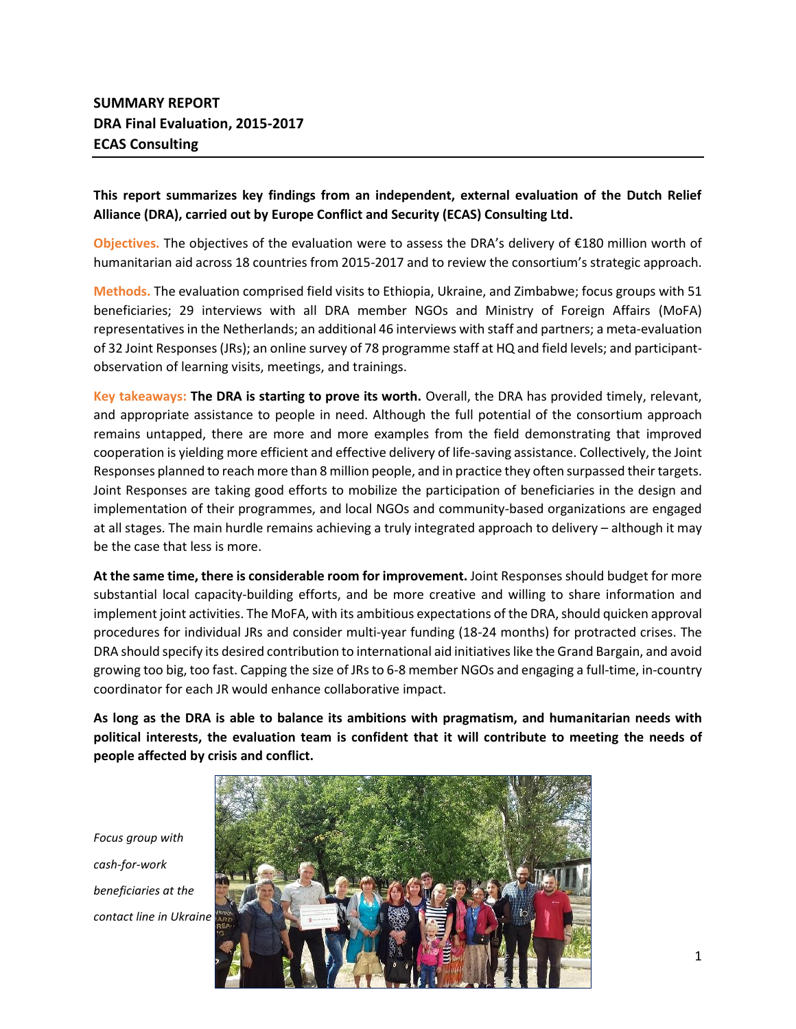**SUMMARY REPORT**
**DRA Final Evaluation, 2015-2017**
**ECAS Consulting**

---

**This report summarizes key findings from an independent, external evaluation of the Dutch Relief Alliance (DRA), carried out by Europe Conflict and Security (ECAS) Consulting Ltd.**

**Objectives.** The objectives of the evaluation were to assess the DRA's delivery of €180 million worth of humanitarian aid across 18 countries from 2015-2017 and to review the consortium's strategic approach.

**Methods.** The evaluation comprised field visits to Ethiopia, Ukraine, and Zimbabwe; focus groups with 51 beneficiaries; 29 interviews with all DRA member NGOs and Ministry of Foreign Affairs (MoFA) representatives in the Netherlands; an additional 46 interviews with staff and partners; a meta-evaluation of 32 Joint Responses (JRs); an online survey of 78 programme staff at HQ and field levels; and participant-observation of learning visits, meetings, and trainings.

**Key takeaways:** **The DRA is starting to prove its worth.** Overall, the DRA has provided timely, relevant, and appropriate assistance to people in need. Although the full potential of the consortium approach remains untapped, there are more and more examples from the field demonstrating that improved cooperation is yielding more efficient and effective delivery of life-saving assistance. Collectively, the Joint Responses planned to reach more than 8 million people, and in practice they often surpassed their targets. Joint Responses are taking good efforts to mobilize the participation of beneficiaries in the design and implementation of their programmes, and local NGOs and community-based organizations are engaged at all stages. The main hurdle remains achieving a truly integrated approach to delivery – although it may be the case that less is more.

**At the same time, there is considerable room for improvement.** Joint Responses should budget for more substantial local capacity-building efforts, and be more creative and willing to share information and implement joint activities. The MoFA, with its ambitious expectations of the DRA, should quicken approval procedures for individual JRs and consider multi-year funding (18-24 months) for protracted crises. The DRA should specify its desired contribution to international aid initiatives like the Grand Bargain, and avoid growing too big, too fast. Capping the size of JRs to 6-8 member NGOs and engaging a full-time, in-country coordinator for each JR would enhance collaborative impact.

**As long as the DRA is able to balance its ambitions with pragmatism, and humanitarian needs with political interests, the evaluation team is confident that it will contribute to meeting the needs of people affected by crisis and conflict.**

*Focus group with cash-for-work beneficiaries at the contact line in Ukraine*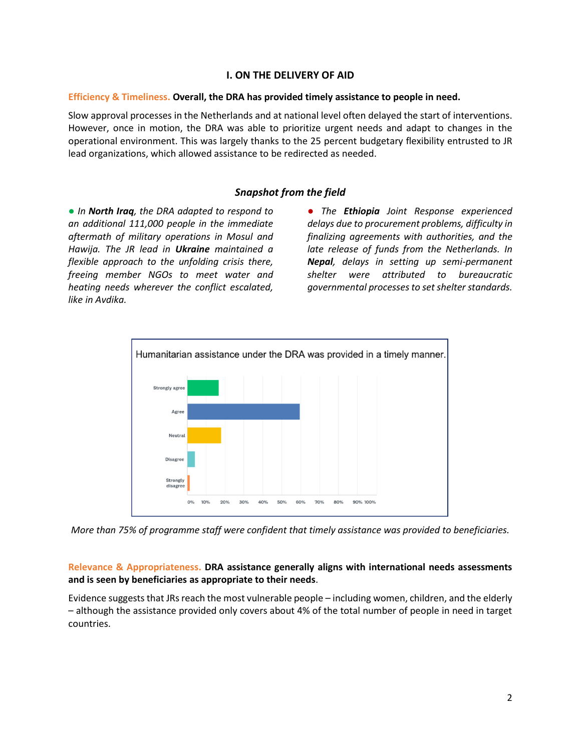## I. ON THE DELIVERY OF AID

**Efficiency & Timeliness. Overall, the DRA has provided timely assistance to people in need.**

Slow approval processes in the Netherlands and at national level often delayed the start of interventions. However, once in motion, the DRA was able to prioritize urgent needs and adapt to changes in the operational environment. This was largely thanks to the 25 percent budgetary flexibility entrusted to JR lead organizations, which allowed assistance to be redirected as needed.

### *Snapshot from the field*

● *In **North Iraq**, the DRA adapted to respond to an additional 111,000 people in the immediate aftermath of military operations in Mosul and Hawija. The JR lead in **Ukraine** maintained a flexible approach to the unfolding crisis there, freeing member NGOs to meet water and heating needs wherever the conflict escalated, like in Avdika.*

● *The **Ethiopia** Joint Response experienced delays due to procurement problems, difficulty in finalizing agreements with authorities, and the late release of funds from the Netherlands. In **Nepal**, delays in setting up semi-permanent shelter were attributed to bureaucratic governmental processes to set shelter standards.*

Humanitarian assistance under the DRA was provided in a timely manner.

*More than 75% of programme staff were confident that timely assistance was provided to beneficiaries.*

**Relevance & Appropriateness. DRA assistance generally aligns with international needs assessments and is seen by beneficiaries as appropriate to their needs**.

Evidence suggests that JRs reach the most vulnerable people – including women, children, and the elderly – although the assistance provided only covers about 4% of the total number of people in need in target countries.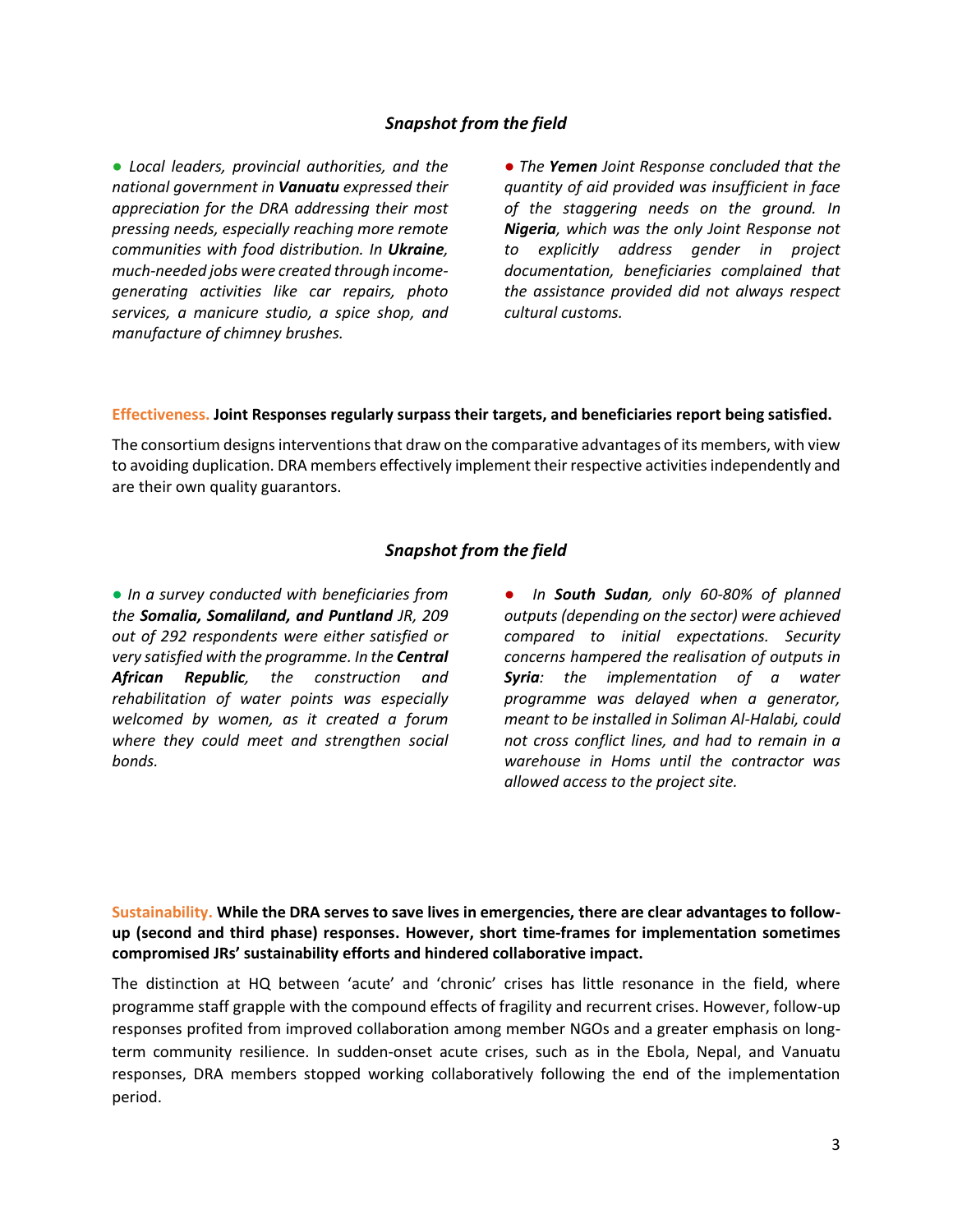### *Snapshot from the field*

● *Local leaders, provincial authorities, and the national government in **Vanuatu** expressed their appreciation for the DRA addressing their most pressing needs, especially reaching more remote communities with food distribution. In **Ukraine**, much-needed jobs were created through income-generating activities like car repairs, photo services, a manicure studio, a spice shop, and manufacture of chimney brushes.*

● *The **Yemen** Joint Response concluded that the quantity of aid provided was insufficient in face of the staggering needs on the ground. In **Nigeria**, which was the only Joint Response not to explicitly address gender in project documentation, beneficiaries complained that the assistance provided did not always respect cultural customs.*

**Effectiveness. Joint Responses regularly surpass their targets, and beneficiaries report being satisfied.**

The consortium designs interventions that draw on the comparative advantages of its members, with view to avoiding duplication. DRA members effectively implement their respective activities independently and are their own quality guarantors.

### *Snapshot from the field*

● *In a survey conducted with beneficiaries from the **Somalia, Somaliland, and Puntland** JR, 209 out of 292 respondents were either satisfied or very satisfied with the programme. In the **Central African Republic**, the construction and rehabilitation of water points was especially welcomed by women, as it created a forum where they could meet and strengthen social bonds.*

● *In **South Sudan**, only 60-80% of planned outputs (depending on the sector) were achieved compared to initial expectations. Security concerns hampered the realisation of outputs in **Syria**: the implementation of a water programme was delayed when a generator, meant to be installed in Soliman Al-Halabi, could not cross conflict lines, and had to remain in a warehouse in Homs until the contractor was allowed access to the project site.*

**Sustainability. While the DRA serves to save lives in emergencies, there are clear advantages to follow-up (second and third phase) responses. However, short time-frames for implementation sometimes compromised JRs' sustainability efforts and hindered collaborative impact.**

The distinction at HQ between 'acute' and 'chronic' crises has little resonance in the field, where programme staff grapple with the compound effects of fragility and recurrent crises. However, follow-up responses profited from improved collaboration among member NGOs and a greater emphasis on long-term community resilience. In sudden-onset acute crises, such as in the Ebola, Nepal, and Vanuatu responses, DRA members stopped working collaboratively following the end of the implementation period.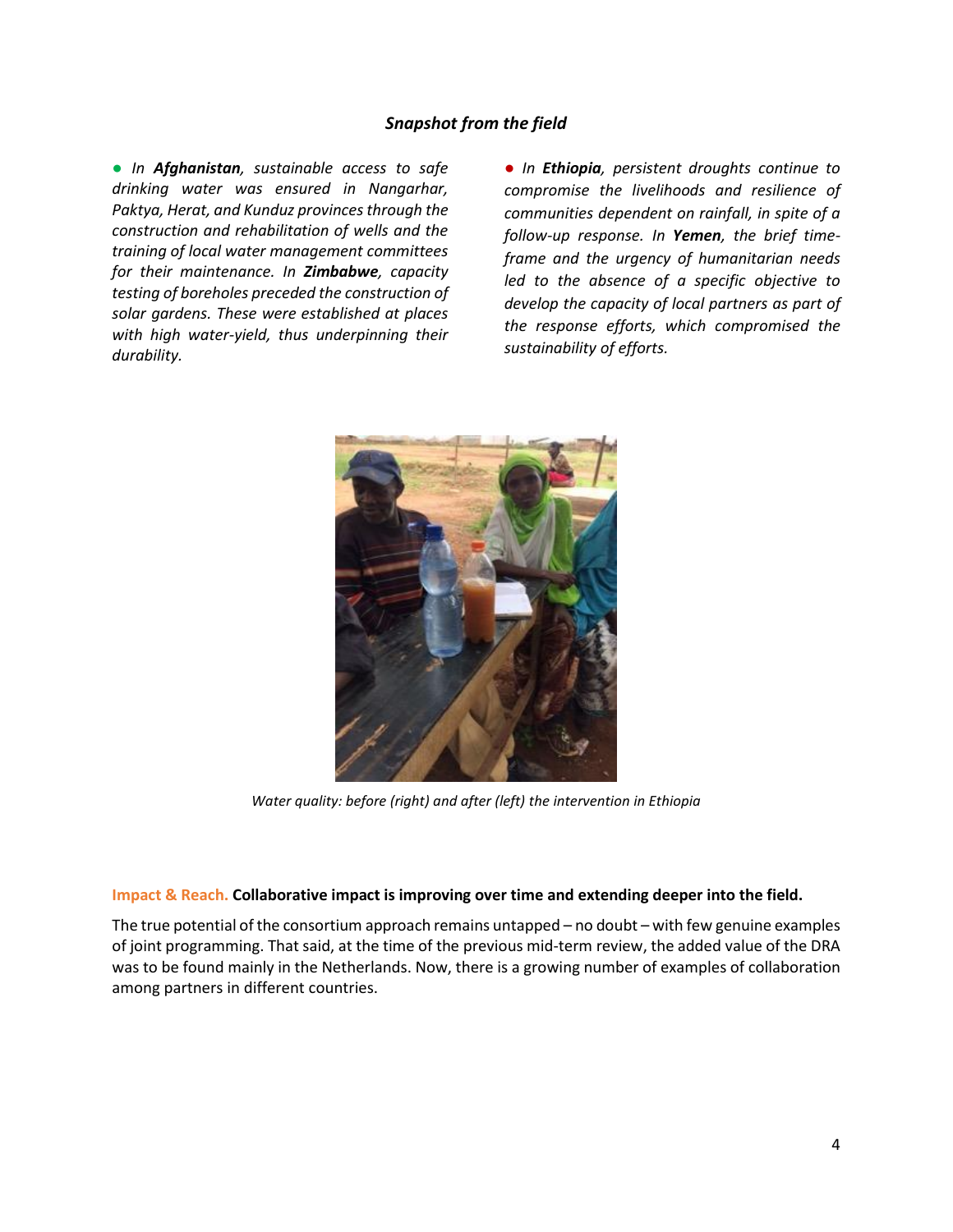### *Snapshot from the field*

● *In **Afghanistan**, sustainable access to safe drinking water was ensured in Nangarhar, Paktya, Herat, and Kunduz provinces through the construction and rehabilitation of wells and the training of local water management committees for their maintenance. In **Zimbabwe**, capacity testing of boreholes preceded the construction of solar gardens. These were established at places with high water-yield, thus underpinning their durability.*

● *In **Ethiopia**, persistent droughts continue to compromise the livelihoods and resilience of communities dependent on rainfall, in spite of a follow-up response. In **Yemen**, the brief time-frame and the urgency of humanitarian needs led to the absence of a specific objective to develop the capacity of local partners as part of the response efforts, which compromised the sustainability of efforts.*

*Water quality: before (right) and after (left) the intervention in Ethiopia*

**Impact & Reach. Collaborative impact is improving over time and extending deeper into the field.**

The true potential of the consortium approach remains untapped – no doubt – with few genuine examples of joint programming. That said, at the time of the previous mid-term review, the added value of the DRA was to be found mainly in the Netherlands. Now, there is a growing number of examples of collaboration among partners in different countries.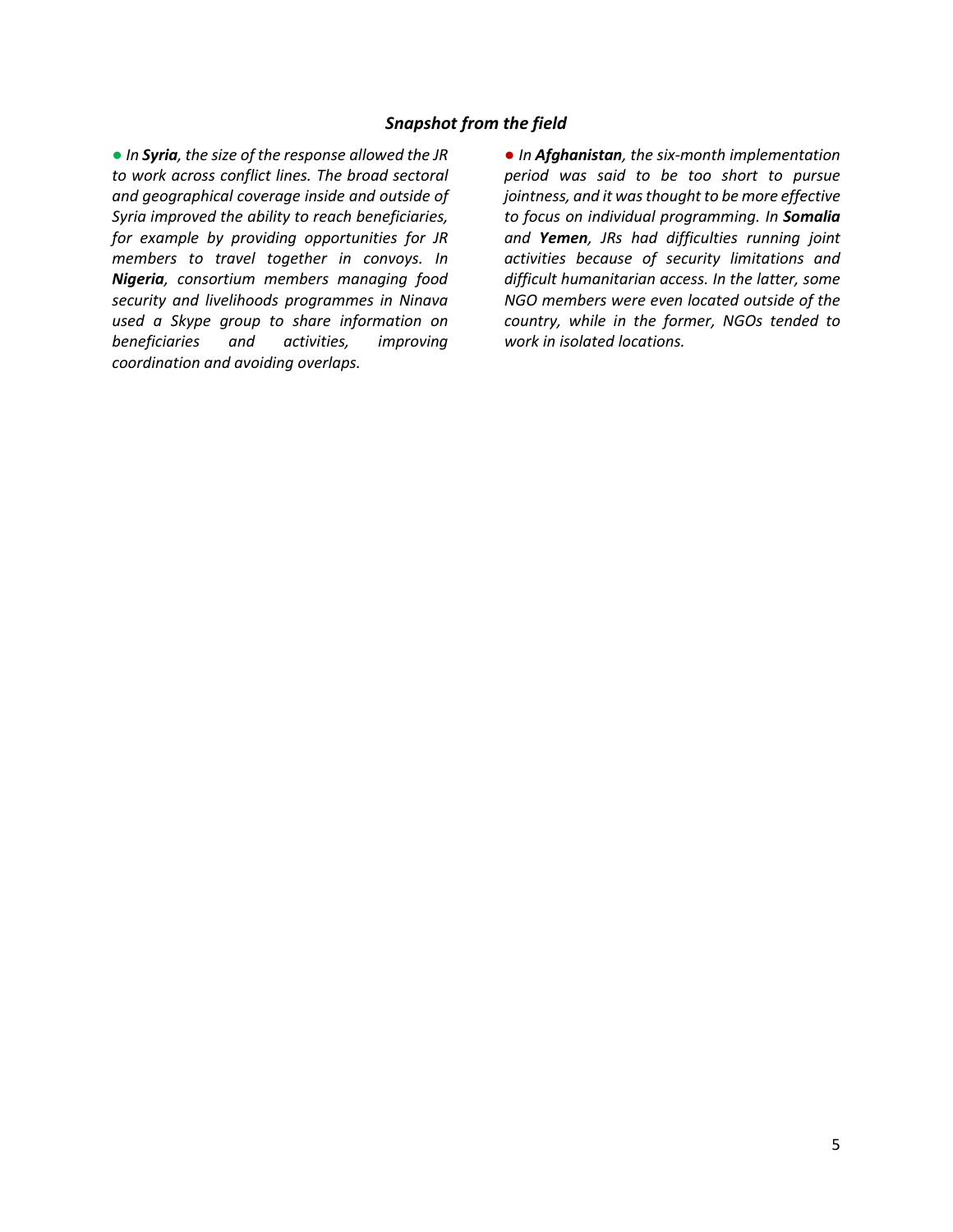### *Snapshot from the field*

● *In **Syria**, the size of the response allowed the JR to work across conflict lines. The broad sectoral and geographical coverage inside and outside of Syria improved the ability to reach beneficiaries, for example by providing opportunities for JR members to travel together in convoys. In **Nigeria**, consortium members managing food security and livelihoods programmes in Ninava used a Skype group to share information on beneficiaries and activities, improving coordination and avoiding overlaps.*

● *In **Afghanistan**, the six-month implementation period was said to be too short to pursue jointness, and it was thought to be more effective to focus on individual programming. In **Somalia** and **Yemen**, JRs had difficulties running joint activities because of security limitations and difficult humanitarian access. In the latter, some NGO members were even located outside of the country, while in the former, NGOs tended to work in isolated locations.*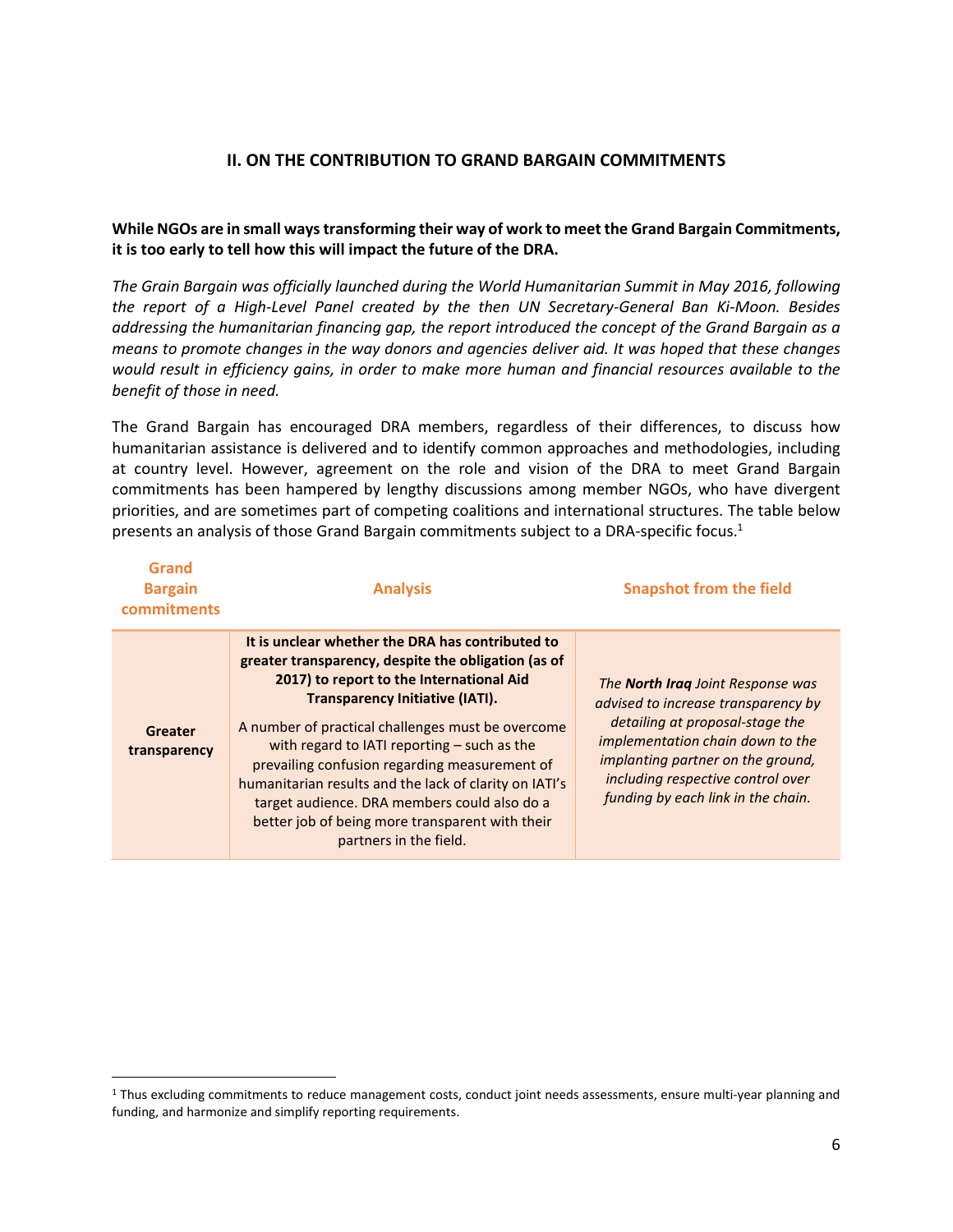## II. ON THE CONTRIBUTION TO GRAND BARGAIN COMMITMENTS

**While NGOs are in small ways transforming their way of work to meet the Grand Bargain Commitments, it is too early to tell how this will impact the future of the DRA.**

*The Grain Bargain was officially launched during the World Humanitarian Summit in May 2016, following the report of a High-Level Panel created by the then UN Secretary-General Ban Ki-Moon. Besides addressing the humanitarian financing gap, the report introduced the concept of the Grand Bargain as a means to promote changes in the way donors and agencies deliver aid. It was hoped that these changes would result in efficiency gains, in order to make more human and financial resources available to the benefit of those in need.*

The Grand Bargain has encouraged DRA members, regardless of their differences, to discuss how humanitarian assistance is delivered and to identify common approaches and methodologies, including at country level. However, agreement on the role and vision of the DRA to meet Grand Bargain commitments has been hampered by lengthy discussions among member NGOs, who have divergent priorities, and are sometimes part of competing coalitions and international structures. The table below presents an analysis of those Grand Bargain commitments subject to a DRA-specific focus.[1]

| Grand Bargain commitments | Analysis | Snapshot from the field |
|---|---|---|
| **Greater transparency** | **It is unclear whether the DRA has contributed to greater transparency, despite the obligation (as of 2017) to report to the International Aid Transparency Initiative (IATI).**<br><br>A number of practical challenges must be overcome with regard to IATI reporting – such as the prevailing confusion regarding measurement of humanitarian results and the lack of clarity on IATI's target audience. DRA members could also do a better job of being more transparent with their partners in the field. | *The **North Iraq** Joint Response was advised to increase transparency by detailing at proposal-stage the implementation chain down to the implanting partner on the ground, including respective control over funding by each link in the chain.* |

[1] Thus excluding commitments to reduce management costs, conduct joint needs assessments, ensure multi-year planning and funding, and harmonize and simplify reporting requirements.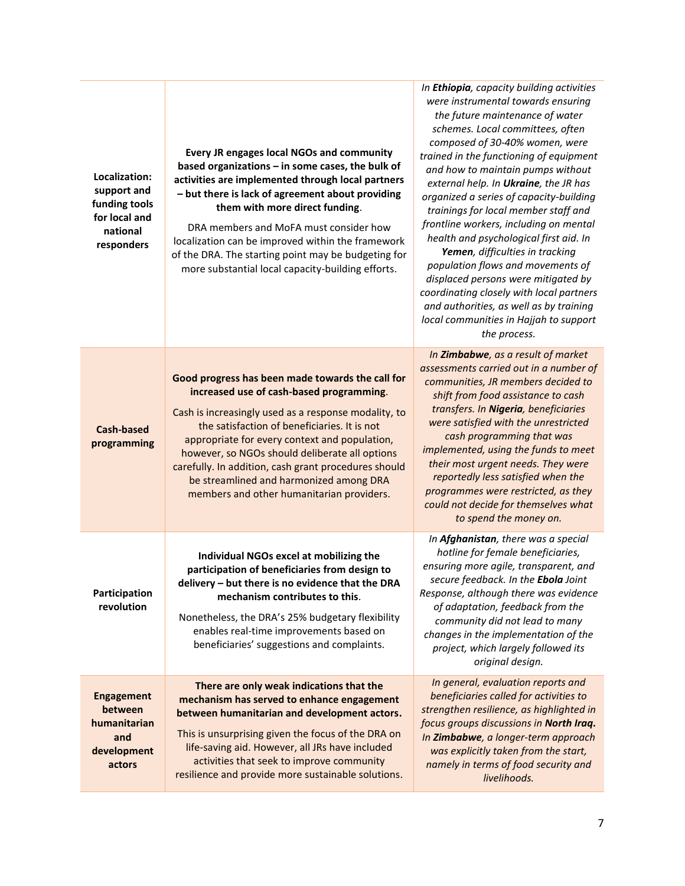| | | |
|---|---|---|
| **Localization: support and funding tools for local and national responders** | **Every JR engages local NGOs and community based organizations – in some cases, the bulk of activities are implemented through local partners – but there is lack of agreement about providing them with more direct funding**. DRA members and MoFA must consider how localization can be improved within the framework of the DRA. The starting point may be budgeting for more substantial local capacity-building efforts. | *In **Ethiopia**, capacity building activities were instrumental towards ensuring the future maintenance of water schemes. Local committees, often composed of 30-40% women, were trained in the functioning of equipment and how to maintain pumps without external help. In **Ukraine**, the JR has organized a series of capacity-building trainings for local member staff and frontline workers, including on mental health and psychological first aid. In **Yemen**, difficulties in tracking population flows and movements of displaced persons were mitigated by coordinating closely with local partners and authorities, as well as by training local communities in Hajjah to support the process.* |
| **Cash-based programming** | **Good progress has been made towards the call for increased use of cash-based programming**. Cash is increasingly used as a response modality, to the satisfaction of beneficiaries. It is not appropriate for every context and population, however, so NGOs should deliberate all options carefully. In addition, cash grant procedures should be streamlined and harmonized among DRA members and other humanitarian providers. | *In **Zimbabwe**, as a result of market assessments carried out in a number of communities, JR members decided to shift from food assistance to cash transfers. In **Nigeria**, beneficiaries were satisfied with the unrestricted cash programming that was implemented, using the funds to meet their most urgent needs. They were reportedly less satisfied when the programmes were restricted, as they could not decide for themselves what to spend the money on.* |
| **Participation revolution** | **Individual NGOs excel at mobilizing the participation of beneficiaries from design to delivery – but there is no evidence that the DRA mechanism contributes to this**. Nonetheless, the DRA's 25% budgetary flexibility enables real-time improvements based on beneficiaries' suggestions and complaints. | *In **Afghanistan**, there was a special hotline for female beneficiaries, ensuring more agile, transparent, and secure feedback. In the **Ebola** Joint Response, although there was evidence of adaptation, feedback from the community did not lead to many changes in the implementation of the project, which largely followed its original design.* |
| **Engagement between humanitarian and development actors** | **There are only weak indications that the mechanism has served to enhance engagement between humanitarian and development actors.** This is unsurprising given the focus of the DRA on life-saving aid. However, all JRs have included activities that seek to improve community resilience and provide more sustainable solutions. | *In general, evaluation reports and beneficiaries called for activities to strengthen resilience, as highlighted in focus groups discussions in **North Iraq.** In **Zimbabwe**, a longer-term approach was explicitly taken from the start, namely in terms of food security and livelihoods.* |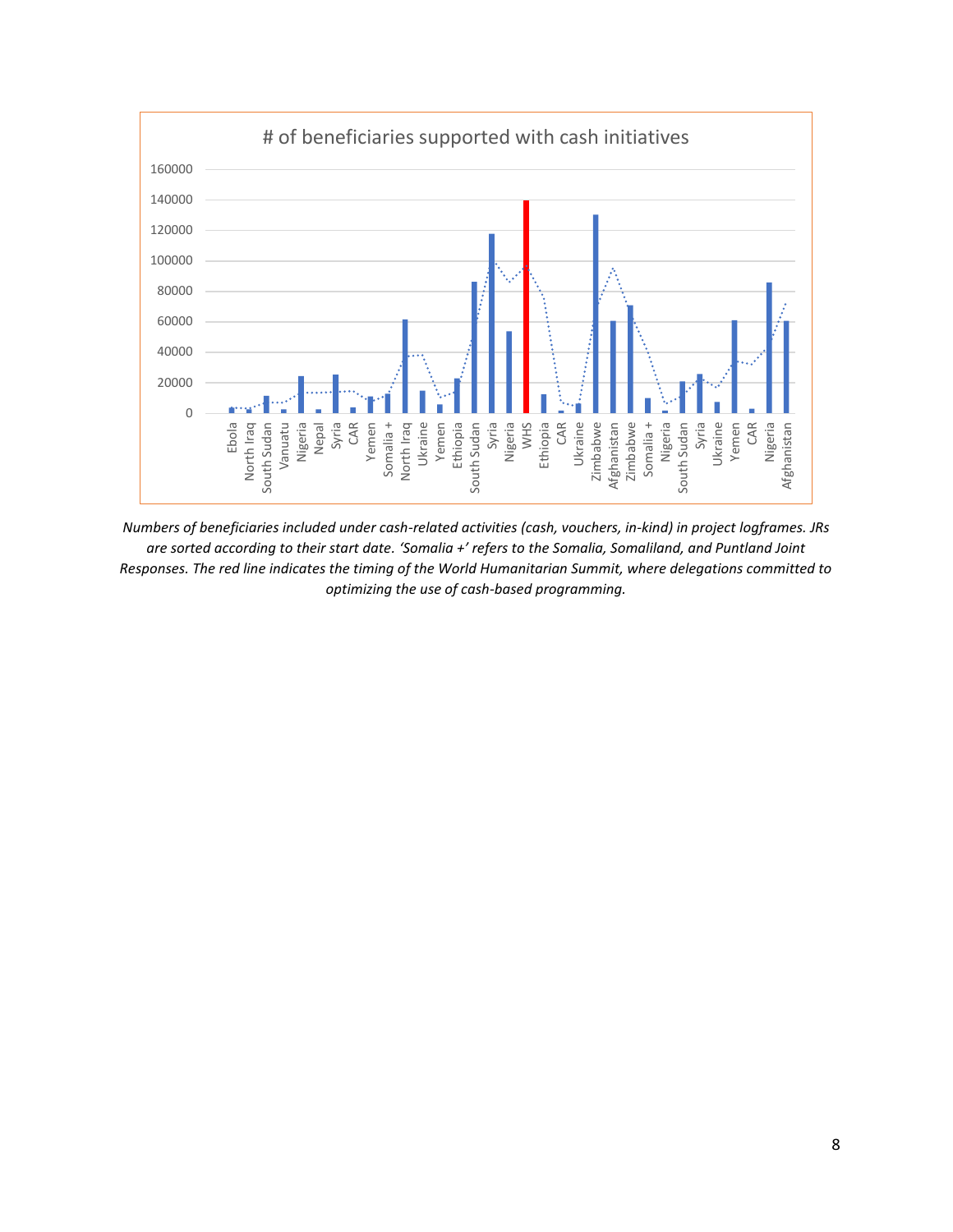# of beneficiaries supported with cash initiatives

*Numbers of beneficiaries included under cash-related activities (cash, vouchers, in-kind) in project logframes. JRs are sorted according to their start date. 'Somalia +' refers to the Somalia, Somaliland, and Puntland Joint Responses. The red line indicates the timing of the World Humanitarian Summit, where delegations committed to optimizing the use of cash-based programming.*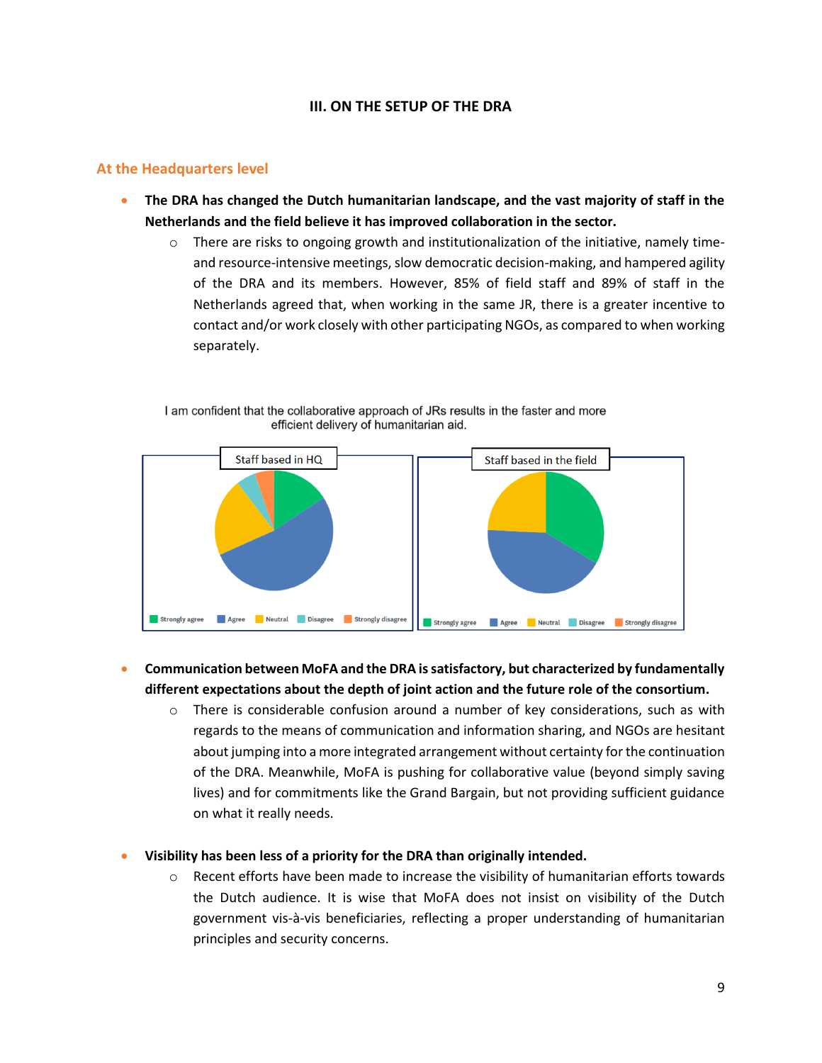### III. ON THE SETUP OF THE DRA

## At the Headquarters level

- **The DRA has changed the Dutch humanitarian landscape, and the vast majority of staff in the Netherlands and the field believe it has improved collaboration in the sector.**
  - There are risks to ongoing growth and institutionalization of the initiative, namely time- and resource-intensive meetings, slow democratic decision-making, and hampered agility of the DRA and its members. However, 85% of field staff and 89% of staff in the Netherlands agreed that, when working in the same JR, there is a greater incentive to contact and/or work closely with other participating NGOs, as compared to when working separately.

I am confident that the collaborative approach of JRs results in the faster and more efficient delivery of humanitarian aid.

Staff based in HQ | Staff based in the field

Strongly agree | Agree | Neutral | Disagree | Strongly disagree

- **Communication between MoFA and the DRA is satisfactory, but characterized by fundamentally different expectations about the depth of joint action and the future role of the consortium.**
  - There is considerable confusion around a number of key considerations, such as with regards to the means of communication and information sharing, and NGOs are hesitant about jumping into a more integrated arrangement without certainty for the continuation of the DRA. Meanwhile, MoFA is pushing for collaborative value (beyond simply saving lives) and for commitments like the Grand Bargain, but not providing sufficient guidance on what it really needs.

- **Visibility has been less of a priority for the DRA than originally intended.**
  - Recent efforts have been made to increase the visibility of humanitarian efforts towards the Dutch audience. It is wise that MoFA does not insist on visibility of the Dutch government vis-à-vis beneficiaries, reflecting a proper understanding of humanitarian principles and security concerns.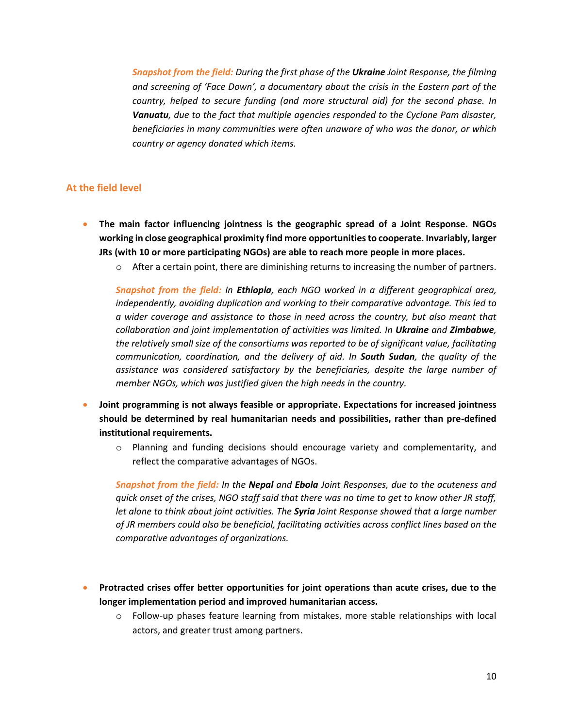*Snapshot from the field: During the first phase of the **Ukraine** Joint Response, the filming and screening of 'Face Down', a documentary about the crisis in the Eastern part of the country, helped to secure funding (and more structural aid) for the second phase. In **Vanuatu**, due to the fact that multiple agencies responded to the Cyclone Pam disaster, beneficiaries in many communities were often unaware of who was the donor, or which country or agency donated which items.*

## At the field level

- **The main factor influencing jointness is the geographic spread of a Joint Response. NGOs working in close geographical proximity find more opportunities to cooperate. Invariably, larger JRs (with 10 or more participating NGOs) are able to reach more people in more places.**
    - After a certain point, there are diminishing returns to increasing the number of partners.

  *Snapshot from the field: In **Ethiopia**, each NGO worked in a different geographical area, independently, avoiding duplication and working to their comparative advantage. This led to a wider coverage and assistance to those in need across the country, but also meant that collaboration and joint implementation of activities was limited. In **Ukraine** and **Zimbabwe**, the relatively small size of the consortiums was reported to be of significant value, facilitating communication, coordination, and the delivery of aid. In **South Sudan**, the quality of the assistance was considered satisfactory by the beneficiaries, despite the large number of member NGOs, which was justified given the high needs in the country.*

- **Joint programming is not always feasible or appropriate. Expectations for increased jointness should be determined by real humanitarian needs and possibilities, rather than pre-defined institutional requirements.**
    - Planning and funding decisions should encourage variety and complementarity, and reflect the comparative advantages of NGOs.

  *Snapshot from the field: In the **Nepal** and **Ebola** Joint Responses, due to the acuteness and quick onset of the crises, NGO staff said that there was no time to get to know other JR staff, let alone to think about joint activities. The **Syria** Joint Response showed that a large number of JR members could also be beneficial, facilitating activities across conflict lines based on the comparative advantages of organizations.*

- **Protracted crises offer better opportunities for joint operations than acute crises, due to the longer implementation period and improved humanitarian access.**
    - Follow-up phases feature learning from mistakes, more stable relationships with local actors, and greater trust among partners.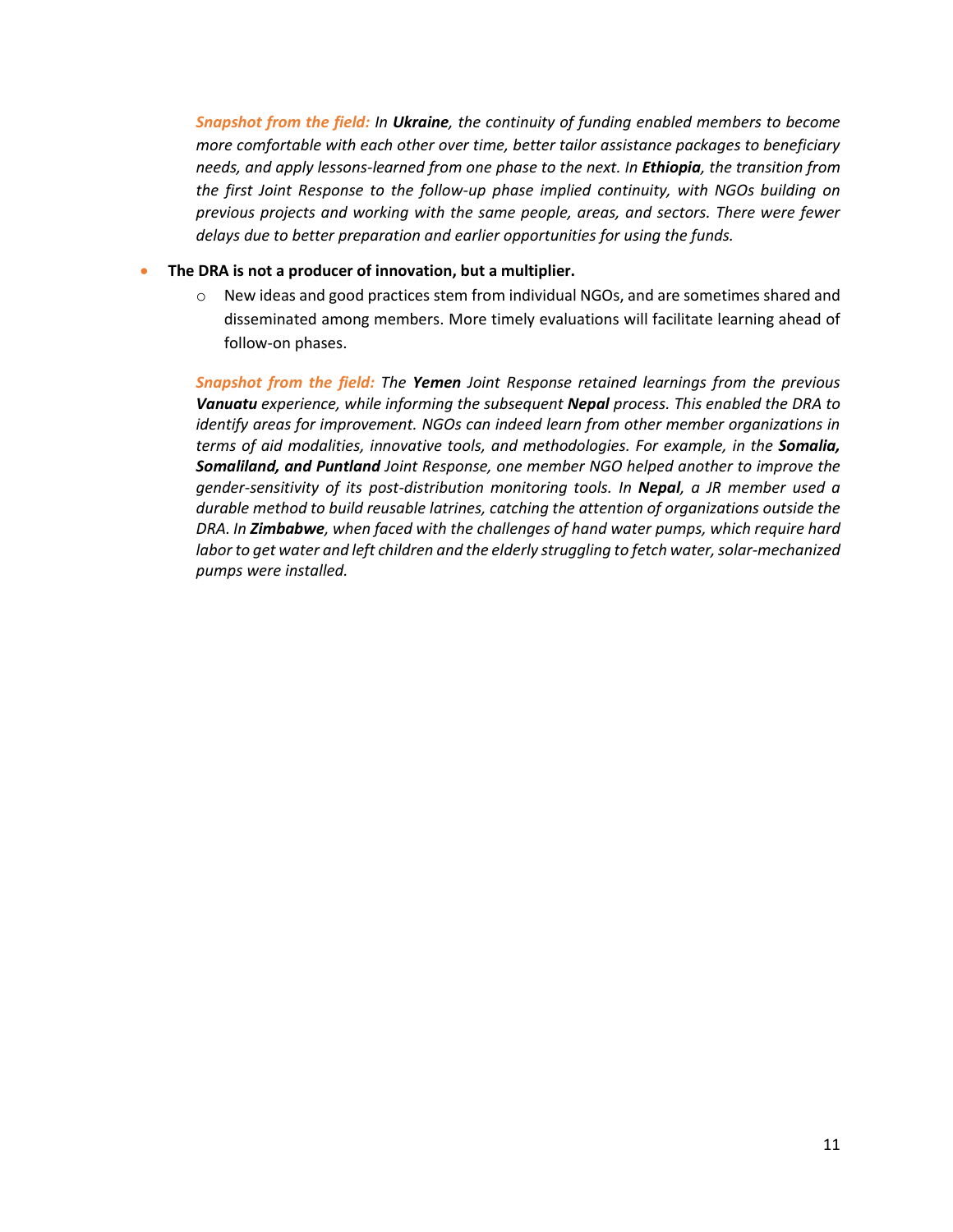*Snapshot from the field:* *In **Ukraine**, the continuity of funding enabled members to become more comfortable with each other over time, better tailor assistance packages to beneficiary needs, and apply lessons-learned from one phase to the next. In **Ethiopia**, the transition from the first Joint Response to the follow-up phase implied continuity, with NGOs building on previous projects and working with the same people, areas, and sectors. There were fewer delays due to better preparation and earlier opportunities for using the funds.*

- **The DRA is not a producer of innovation, but a multiplier.**
  - New ideas and good practices stem from individual NGOs, and are sometimes shared and disseminated among members. More timely evaluations will facilitate learning ahead of follow-on phases.

*Snapshot from the field:* *The **Yemen** Joint Response retained learnings from the previous **Vanuatu** experience, while informing the subsequent **Nepal** process. This enabled the DRA to identify areas for improvement. NGOs can indeed learn from other member organizations in terms of aid modalities, innovative tools, and methodologies. For example, in the **Somalia, Somaliland, and Puntland** Joint Response, one member NGO helped another to improve the gender-sensitivity of its post-distribution monitoring tools. In **Nepal**, a JR member used a durable method to build reusable latrines, catching the attention of organizations outside the DRA. In **Zimbabwe**, when faced with the challenges of hand water pumps, which require hard labor to get water and left children and the elderly struggling to fetch water, solar-mechanized pumps were installed.*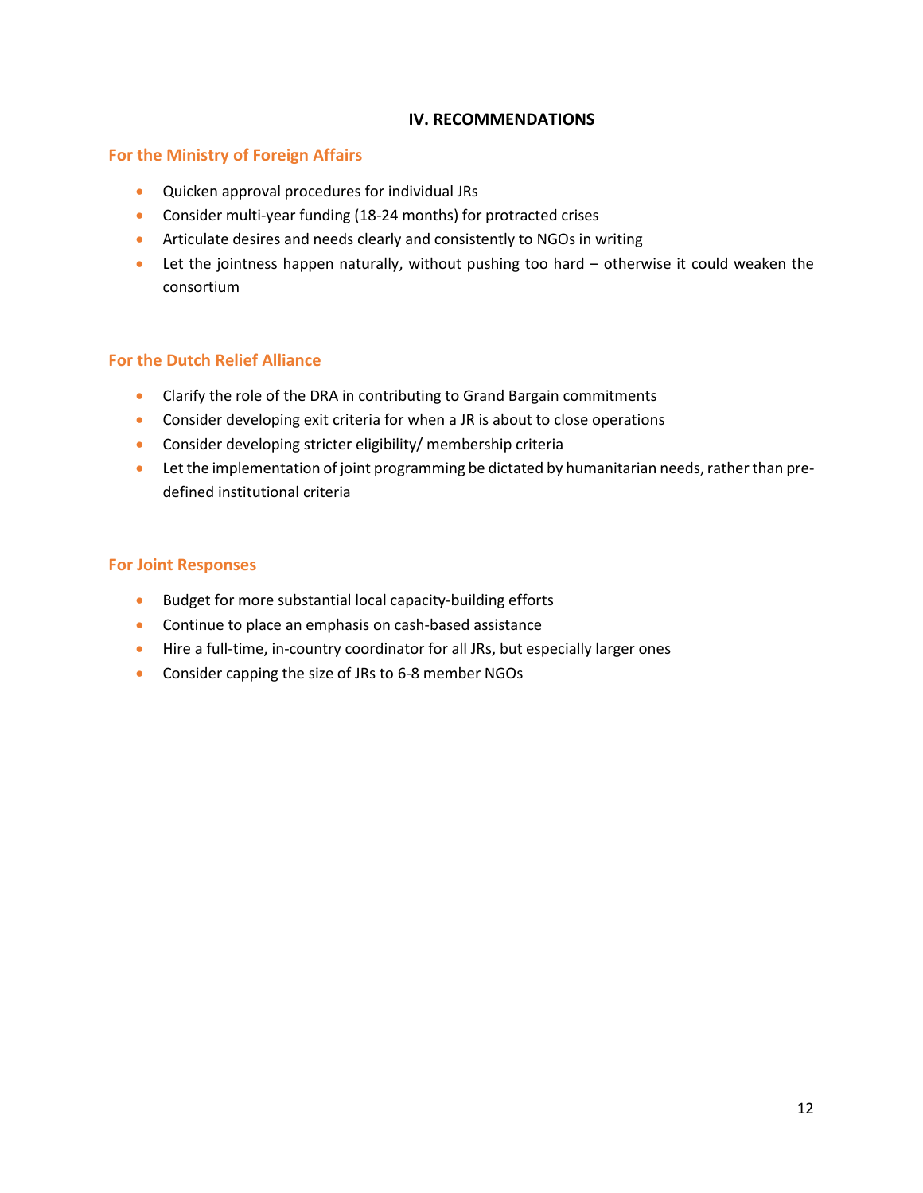## IV. RECOMMENDATIONS

### For the Ministry of Foreign Affairs

- Quicken approval procedures for individual JRs
- Consider multi-year funding (18-24 months) for protracted crises
- Articulate desires and needs clearly and consistently to NGOs in writing
- Let the jointness happen naturally, without pushing too hard – otherwise it could weaken the consortium

### For the Dutch Relief Alliance

- Clarify the role of the DRA in contributing to Grand Bargain commitments
- Consider developing exit criteria for when a JR is about to close operations
- Consider developing stricter eligibility/ membership criteria
- Let the implementation of joint programming be dictated by humanitarian needs, rather than pre-defined institutional criteria

### For Joint Responses

- Budget for more substantial local capacity-building efforts
- Continue to place an emphasis on cash-based assistance
- Hire a full-time, in-country coordinator for all JRs, but especially larger ones
- Consider capping the size of JRs to 6-8 member NGOs